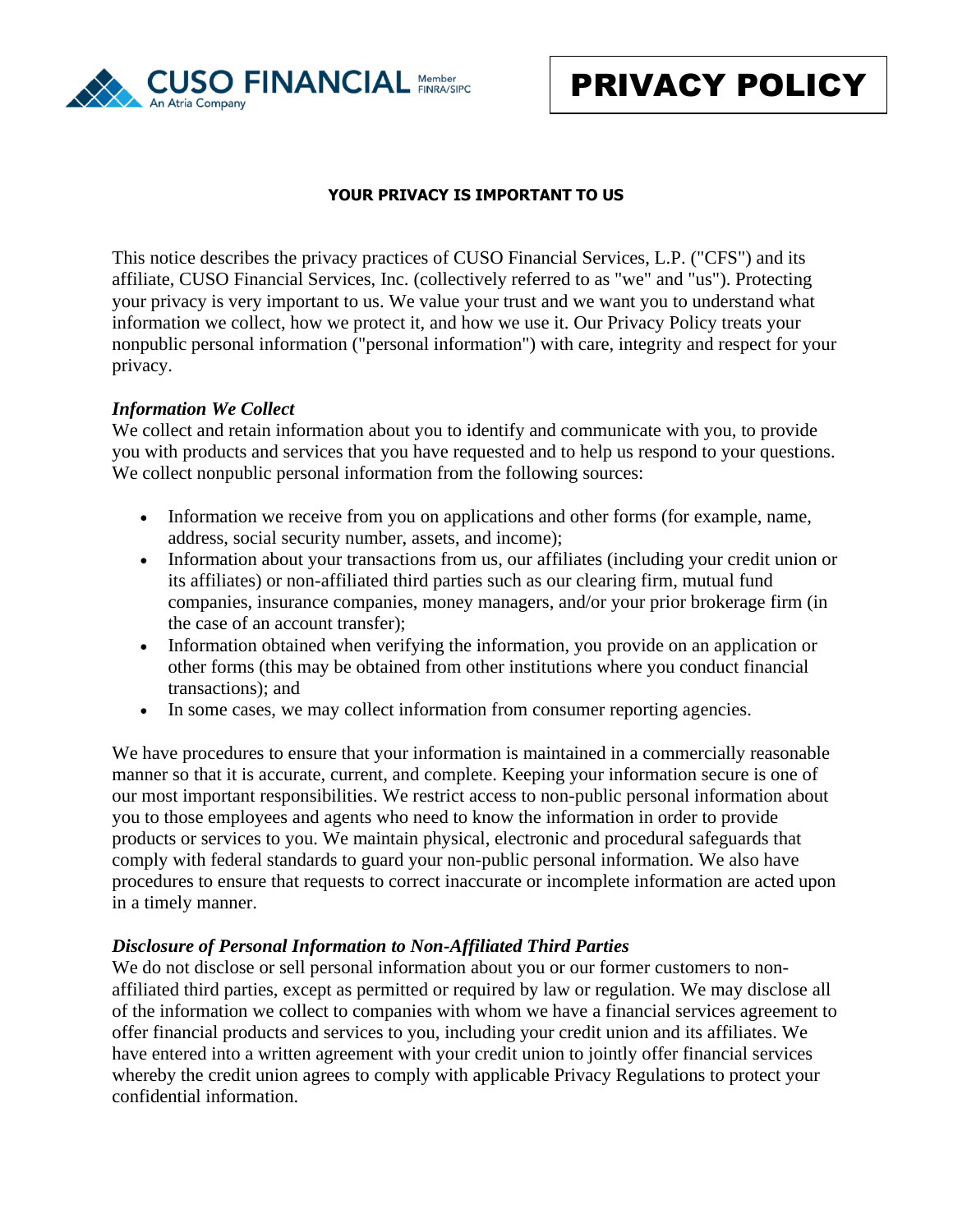CUSO FINANCIAL Member FINRA/SIPC
An Atria Company

# PRIVACY POLICY

**YOUR PRIVACY IS IMPORTANT TO US**

This notice describes the privacy practices of CUSO Financial Services, L.P. ("CFS") and its affiliate, CUSO Financial Services, Inc. (collectively referred to as "we" and "us"). Protecting your privacy is very important to us. We value your trust and we want you to understand what information we collect, how we protect it, and how we use it. Our Privacy Policy treats your nonpublic personal information ("personal information") with care, integrity and respect for your privacy.

***Information We Collect***

We collect and retain information about you to identify and communicate with you, to provide you with products and services that you have requested and to help us respond to your questions. We collect nonpublic personal information from the following sources:

- Information we receive from you on applications and other forms (for example, name, address, social security number, assets, and income);
- Information about your transactions from us, our affiliates (including your credit union or its affiliates) or non-affiliated third parties such as our clearing firm, mutual fund companies, insurance companies, money managers, and/or your prior brokerage firm (in the case of an account transfer);
- Information obtained when verifying the information, you provide on an application or other forms (this may be obtained from other institutions where you conduct financial transactions); and
- In some cases, we may collect information from consumer reporting agencies.

We have procedures to ensure that your information is maintained in a commercially reasonable manner so that it is accurate, current, and complete. Keeping your information secure is one of our most important responsibilities. We restrict access to non-public personal information about you to those employees and agents who need to know the information in order to provide products or services to you. We maintain physical, electronic and procedural safeguards that comply with federal standards to guard your non-public personal information. We also have procedures to ensure that requests to correct inaccurate or incomplete information are acted upon in a timely manner.

***Disclosure of Personal Information to Non-Affiliated Third Parties***

We do not disclose or sell personal information about you or our former customers to non-affiliated third parties, except as permitted or required by law or regulation. We may disclose all of the information we collect to companies with whom we have a financial services agreement to offer financial products and services to you, including your credit union and its affiliates. We have entered into a written agreement with your credit union to jointly offer financial services whereby the credit union agrees to comply with applicable Privacy Regulations to protect your confidential information.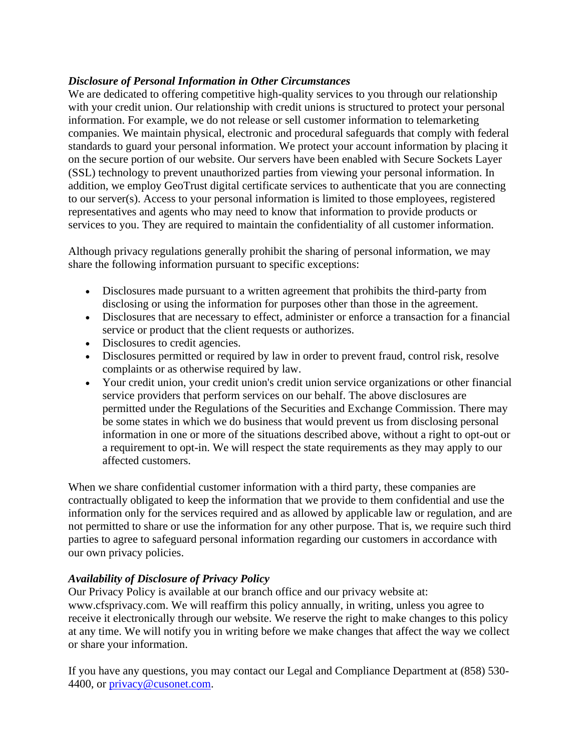***Disclosure of Personal Information in Other Circumstances***

We are dedicated to offering competitive high-quality services to you through our relationship with your credit union. Our relationship with credit unions is structured to protect your personal information. For example, we do not release or sell customer information to telemarketing companies. We maintain physical, electronic and procedural safeguards that comply with federal standards to guard your personal information. We protect your account information by placing it on the secure portion of our website. Our servers have been enabled with Secure Sockets Layer (SSL) technology to prevent unauthorized parties from viewing your personal information. In addition, we employ GeoTrust digital certificate services to authenticate that you are connecting to our server(s). Access to your personal information is limited to those employees, registered representatives and agents who may need to know that information to provide products or services to you. They are required to maintain the confidentiality of all customer information.

Although privacy regulations generally prohibit the sharing of personal information, we may share the following information pursuant to specific exceptions:

- Disclosures made pursuant to a written agreement that prohibits the third-party from disclosing or using the information for purposes other than those in the agreement.
- Disclosures that are necessary to effect, administer or enforce a transaction for a financial service or product that the client requests or authorizes.
- Disclosures to credit agencies.
- Disclosures permitted or required by law in order to prevent fraud, control risk, resolve complaints or as otherwise required by law.
- Your credit union, your credit union's credit union service organizations or other financial service providers that perform services on our behalf. The above disclosures are permitted under the Regulations of the Securities and Exchange Commission. There may be some states in which we do business that would prevent us from disclosing personal information in one or more of the situations described above, without a right to opt-out or a requirement to opt-in. We will respect the state requirements as they may apply to our affected customers.

When we share confidential customer information with a third party, these companies are contractually obligated to keep the information that we provide to them confidential and use the information only for the services required and as allowed by applicable law or regulation, and are not permitted to share or use the information for any other purpose. That is, we require such third parties to agree to safeguard personal information regarding our customers in accordance with our own privacy policies.

***Availability of Disclosure of Privacy Policy***

Our Privacy Policy is available at our branch office and our privacy website at: www.cfsprivacy.com. We will reaffirm this policy annually, in writing, unless you agree to receive it electronically through our website. We reserve the right to make changes to this policy at any time. We will notify you in writing before we make changes that affect the way we collect or share your information.

If you have any questions, you may contact our Legal and Compliance Department at (858) 530-4400, or privacy@cusonet.com.